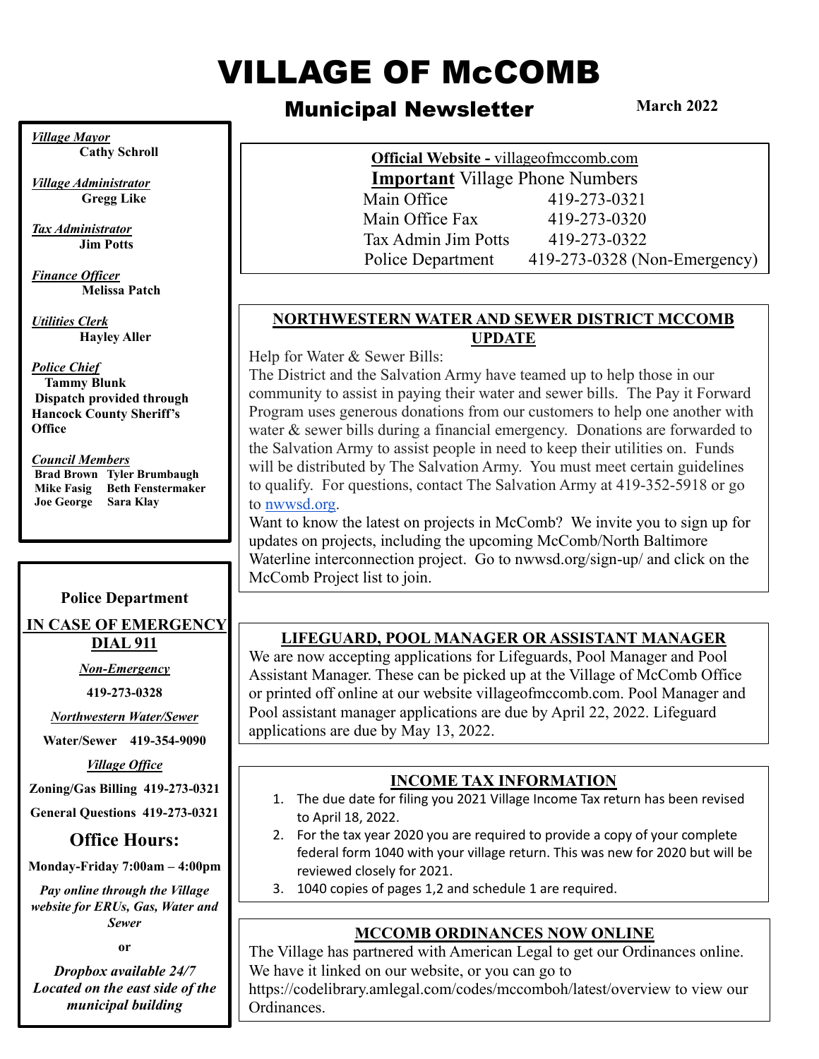# VILLAGE OF McCOMB

## Municipal Newsletter

**March 2022**

*Village Mayor*
**Cathy Schroll**

*Village Administrator*
**Gregg Like**

*Tax Administrator*
**Jim Potts**

*Finance Officer*
**Melissa Patch**

*Utilities Clerk*
**Hayley Aller**

*Police Chief*
**Tammy Blunk**
**Dispatch provided through Hancock County Sheriff's Office**

*Council Members*
**Brad Brown  Tyler Brumbaugh**
**Mike Fasig  Beth Fenstermaker**
**Joe George  Sara Klay**

**Police Department**

**IN CASE OF EMERGENCY DIAL 911**

*Non-Emergency*

**419-273-0328**

*Northwestern Water/Sewer*

**Water/Sewer 419-354-9090**

*Village Office*

**Zoning/Gas Billing 419-273-0321**

**General Questions 419-273-0321**

### Office Hours:

**Monday-Friday 7:00am – 4:00pm**

***Pay online through the Village website for ERUs, Gas, Water and Sewer***

**or**

***Dropbox available 24/7 Located on the east side of the municipal building***

---

**Official Website -** villageofmccomb.com

**Important** Village Phone Numbers

| | |
|---|---|
| Main Office | 419-273-0321 |
| Main Office Fax | 419-273-0320 |
| Tax Admin Jim Potts | 419-273-0322 |
| Police Department | 419-273-0328 (Non-Emergency) |

### NORTHWESTERN WATER AND SEWER DISTRICT MCCOMB UPDATE

Help for Water & Sewer Bills:

The District and the Salvation Army have teamed up to help those in our community to assist in paying their water and sewer bills. The Pay it Forward Program uses generous donations from our customers to help one another with water & sewer bills during a financial emergency. Donations are forwarded to the Salvation Army to assist people in need to keep their utilities on. Funds will be distributed by The Salvation Army. You must meet certain guidelines to qualify. For questions, contact The Salvation Army at 419-352-5918 or go to nwwsd.org.

Want to know the latest on projects in McComb? We invite you to sign up for updates on projects, including the upcoming McComb/North Baltimore Waterline interconnection project. Go to nwwsd.org/sign-up/ and click on the McComb Project list to join.

### LIFEGUARD, POOL MANAGER OR ASSISTANT MANAGER

We are now accepting applications for Lifeguards, Pool Manager and Pool Assistant Manager. These can be picked up at the Village of McComb Office or printed off online at our website villageofmccomb.com. Pool Manager and Pool assistant manager applications are due by April 22, 2022. Lifeguard applications are due by May 13, 2022.

### INCOME TAX INFORMATION

1. The due date for filing you 2021 Village Income Tax return has been revised to April 18, 2022.
2. For the tax year 2020 you are required to provide a copy of your complete federal form 1040 with your village return. This was new for 2020 but will be reviewed closely for 2021.
3. 1040 copies of pages 1,2 and schedule 1 are required.

### MCCOMB ORDINANCES NOW ONLINE

The Village has partnered with American Legal to get our Ordinances online. We have it linked on our website, or you can go to https://codelibrary.amlegal.com/codes/mccomboh/latest/overview to view our Ordinances.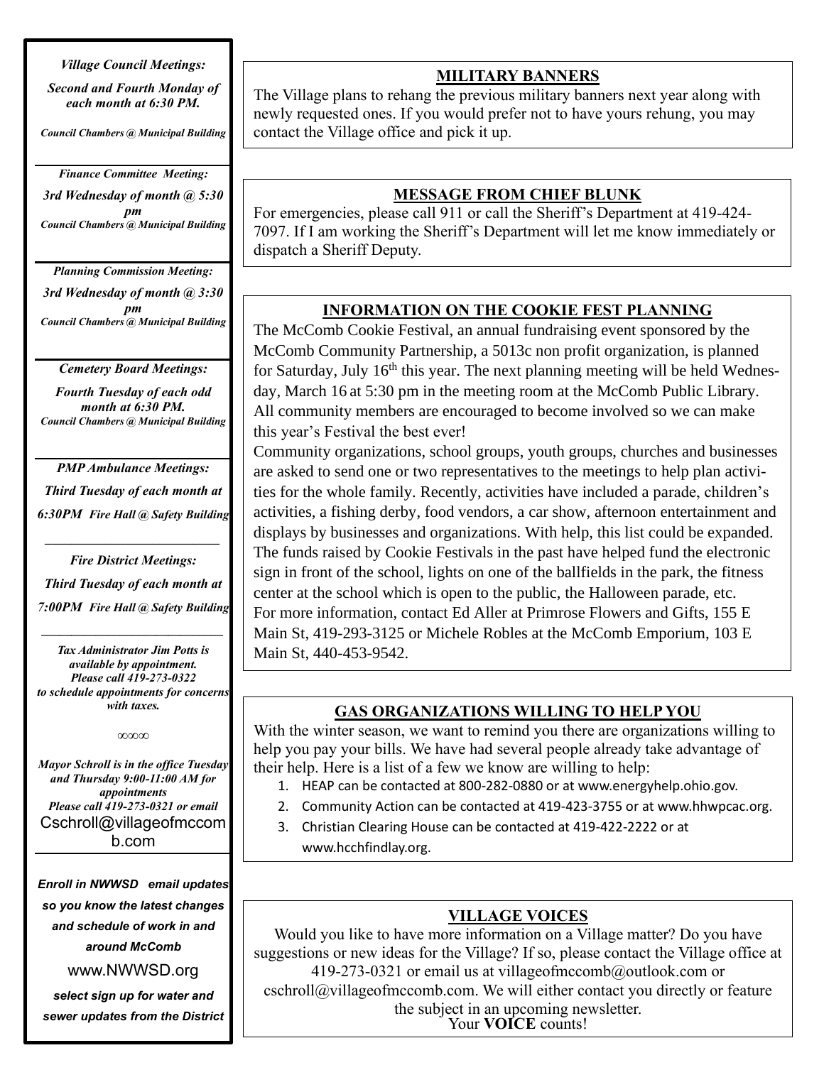*Village Council Meetings:*

***Second and Fourth Monday of each month at 6:30 PM.***

***Council Chambers @ Municipal Building***

*Finance Committee Meeting:*

***3rd Wednesday of month @ 5:30 pm***

***Council Chambers @ Municipal Building***

*Planning Commission Meeting:*

***3rd Wednesday of month @ 3:30 pm***

***Council Chambers @ Municipal Building***

*Cemetery Board Meetings:*

***Fourth Tuesday of each odd month at 6:30 PM.***

***Council Chambers @ Municipal Building***

*PMP Ambulance Meetings:*

***Third Tuesday of each month at 6:30PM Fire Hall @ Safety Building***

*Fire District Meetings:*

***Third Tuesday of each month at 7:00PM Fire Hall @ Safety Building***

***Tax Administrator Jim Potts is available by appointment. Please call 419-273-0322 to schedule appointments for concerns with taxes.***

∞∞∞

***Mayor Schroll is in the office Tuesday and Thursday 9:00-11:00 AM for appointments***

***Please call 419-273-0321 or email*** Cschroll@villageofmccomb.com

***Enroll in NWWSD email updates so you know the latest changes and schedule of work in and around McComb***

www.NWWSD.org

***select sign up for water and sewer updates from the District***

## MILITARY BANNERS

The Village plans to rehang the previous military banners next year along with newly requested ones. If you would prefer not to have yours rehung, you may contact the Village office and pick it up.

## MESSAGE FROM CHIEF BLUNK

For emergencies, please call 911 or call the Sheriff's Department at 419-424-7097. If I am working the Sheriff's Department will let me know immediately or dispatch a Sheriff Deputy.

## INFORMATION ON THE COOKIE FEST PLANNING

The McComb Cookie Festival, an annual fundraising event sponsored by the McComb Community Partnership, a 5013c non profit organization, is planned for Saturday, July 16th this year. The next planning meeting will be held Wednesday, March 16 at 5:30 pm in the meeting room at the McComb Public Library. All community members are encouraged to become involved so we can make this year's Festival the best ever!

Community organizations, school groups, youth groups, churches and businesses are asked to send one or two representatives to the meetings to help plan activities for the whole family. Recently, activities have included a parade, children's activities, a fishing derby, food vendors, a car show, afternoon entertainment and displays by businesses and organizations. With help, this list could be expanded. The funds raised by Cookie Festivals in the past have helped fund the electronic sign in front of the school, lights on one of the ballfields in the park, the fitness center at the school which is open to the public, the Halloween parade, etc. For more information, contact Ed Aller at Primrose Flowers and Gifts, 155 E Main St, 419-293-3125 or Michele Robles at the McComb Emporium, 103 E Main St, 440-453-9542.

## GAS ORGANIZATIONS WILLING TO HELP YOU

With the winter season, we want to remind you there are organizations willing to help you pay your bills. We have had several people already take advantage of their help. Here is a list of a few we know are willing to help:

1. HEAP can be contacted at 800-282-0880 or at www.energyhelp.ohio.gov.
2. Community Action can be contacted at 419-423-3755 or at www.hhwpcac.org.
3. Christian Clearing House can be contacted at 419-422-2222 or at www.hcchfindlay.org.

## VILLAGE VOICES

Would you like to have more information on a Village matter? Do you have suggestions or new ideas for the Village? If so, please contact the Village office at 419-273-0321 or email us at villageofmccomb@outlook.com or cschroll@villageofmccomb.com. We will either contact you directly or feature the subject in an upcoming newsletter.

Your **VOICE** counts!